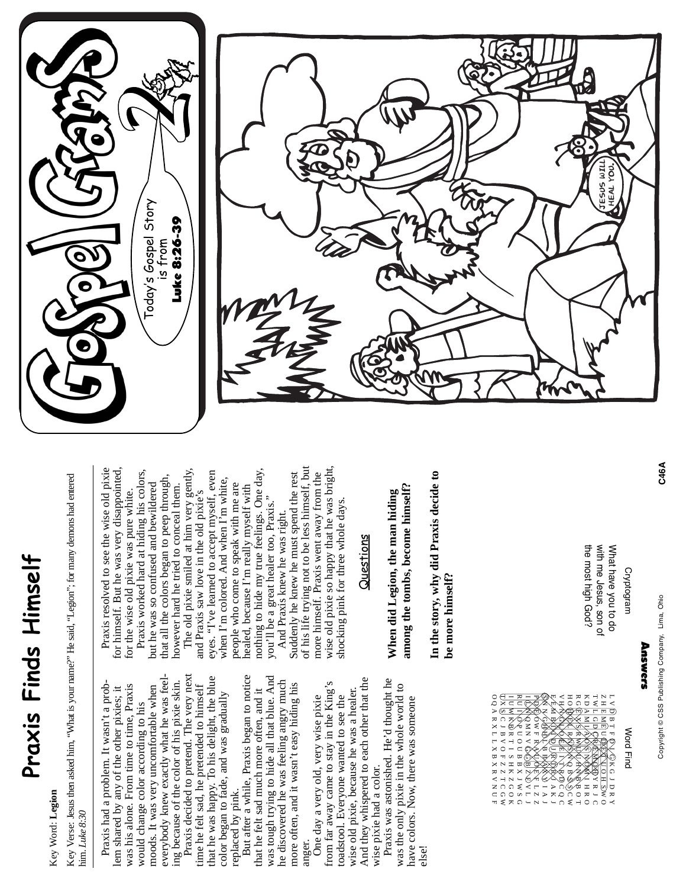# Praxis Finds Himself

Key Word: **Legion**

Key Verse: Jesus then asked him, "What is your name?" He said, "Legion"; for many demons had entered him. *Luke 8:30*

Praxis had a problem. It wasn't a problem shared by any of the other pixies; it was his alone. From time to time, Praxis would change color according to his moods. It was very uncomfortable when everybody knew exactly what he was feeling because of the color of his pixie skin.

Praxis decided to pretend. The very next time he felt sad, he pretended to himself that he was happy. To his delight, the blue color began to fade, and was gradually replaced by pink.

But after a while, Praxis began to notice that he felt sad much more often, and it was tough trying to hide all that blue. And he discovered he was feeling angry much more often, and it wasn't easy hiding his anger.

One day a very old, very wise pixie from far away came to stay in the King's toadstool. Everyone wanted to see the wise old pixie, because he was a healer. And they whispered to each other that the wise pixie had a color.

Praxis was astonished. He'd thought he was the only pixie in the whole world to have colors. Now, there was someone else!

Praxis resolved to see the wise old pixie for himself. But he was very disappointed, for the wise old pixie was pure white.

Praxis worked hard at hiding his colors, but he was so confused and bewildered that all the colors began to peep through, however hard he tried to conceal them.

The old pixie smiled at him very gently, and Praxis saw love in the old pixie's eyes. "I've learned to accept myself, even when I'm colored. And when I'm white, people who come to speak with me are healed, because I'm really myself with nothing to hide my true feelings. One day, you'll be a great healer too, Praxis."

And Praxis knew he was right.

Suddenly he knew he must spend the rest of his life trying not to be less himself, but more himself. Praxis went away from the wise old pixie so happy that he was bright, shocking pink for three whole days.

## Questions

**When did Legion, the man hiding among the tombs, become himself?**

**In the story, why did Praxis decide to be more himself?**

# Gospel Grams 2

Today's Gospel Story is from **Luke 8:26-39**

JESUS WILL HEAL YOU.

## Answers

**Word Find**

```
L V D B T F O L C K G J D R Y
Z H E M E U E E L U O H S W O
T W L C D C R E N A D Y R J C
K D A M I A O S N O N I H R O
R G E X S R M U I H N N B O T
H O E K E R N S N Q B S S C W
V H N C K O E E I T R D C Q C
E L M B Y X O U R D R J A R J
E N N G H U L B B A R S I A J
P D E W F R A J O E E L Z Z
I E K Q M N V C G B Z E V L J
R U I T O P U O U B B X J W S G
I U M K B R T I S H K Z G O K
U X S C J B V O F Z Z T C G W
O O A R X L L X B X R V N U F
```

**Cryptogram**

What have you to do with me Jesus, son of the most high God?

C46A

Copyright © CSS Publishing Company, Lima, Ohio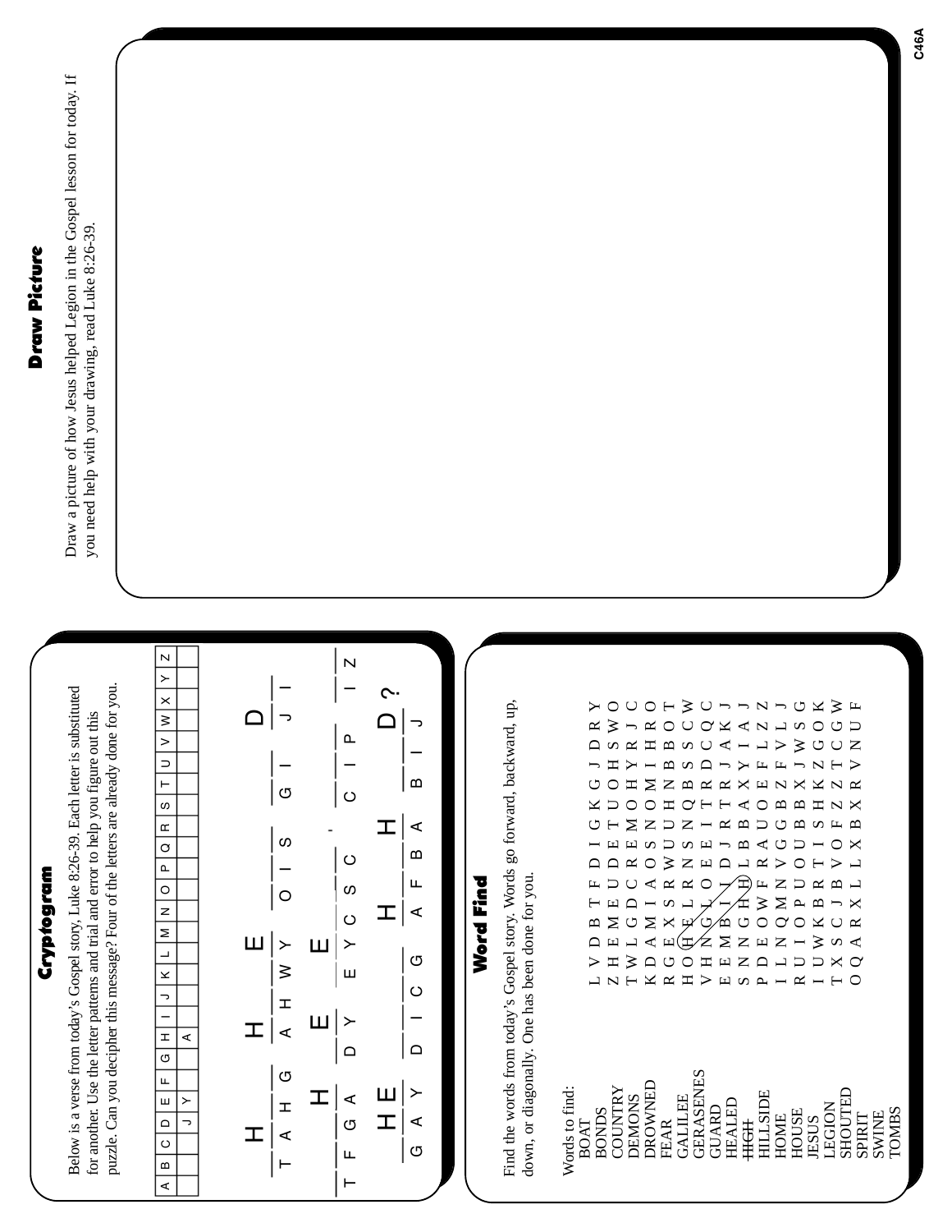## Cryptogram

Below is a verse from today's Gospel story, Luke 8:26-39. Each letter is substituted for another. Use the letter patterns and trial and error to help you figure out this puzzle. Can you decipher this message? Four of the letters are already done for you.

| A | B | C | D | E | F | G | H | I | J | K | L | M | N | O | P | Q | R | S | T | U | V | W | X | Y | Z |
|---|---|---|---|---|---|---|---|---|---|---|---|---|---|---|---|---|---|---|---|---|---|---|---|---|---|
| | | | J | Y | | | A | | | | | | | | | | | | | | | | | | |

```
 _ H _ _    _ H _ E    _ _ _    _ _ D _
 T A H G    A H W Y    O I S    G I J I

 _ _ _ H    _ E    _ E _ _ _ ' _    _ _ _ _
 T F G A    D Y    E Y C S C ' C    I P I Z

 H E     _ _ _ _    H _ _ H    _ _ D ?
 G A Y   D I C G    A F B A    B I J ?
```

## Word Find

Find the words from today's Gospel story. Words go forward, backward, up, down, or diagonally. One has been done for you.

```
L V D B T F D I G K G J D R Y
Z H E M E U D E T U O H S W O
T W L G D C R E M O H Y R J C
K D A M I A O S N O M I H R O
R G E X S R W U U H N B B O T
H O H E L R N S N Q B S S C W
V H N G L O E E I T R D C Q C
E E M B I I D J R T R J A K J
S N N G H H L B B A X Y I A J
P D E O W F R A U O E F L Z Z
I L N Q M N V G G B Z F V L J
R U I O P U O U B B X J W S G
I U W K B R T I S H K Z G O K
T X S C J B V O F Z Z T C G W
O Q A R X L L X B X R V N U F
```

Words to find:
- BOAT
- BONDS
- COUNTRY
- DEMONS
- DROWNED
- FEAR
- GALILEE
- GERASENES
- GUARD
- HEALED
- ~~HIGH~~
- HILLSIDE
- HOME
- HOUSE
- JESUS
- LEGION
- SHOUTED
- SPIRIT
- SWINE
- TOMBS

## Draw Picture

Draw a picture of how Jesus helped Legion in the Gospel lesson for today. If you need help with your drawing, read Luke 8:26-39.